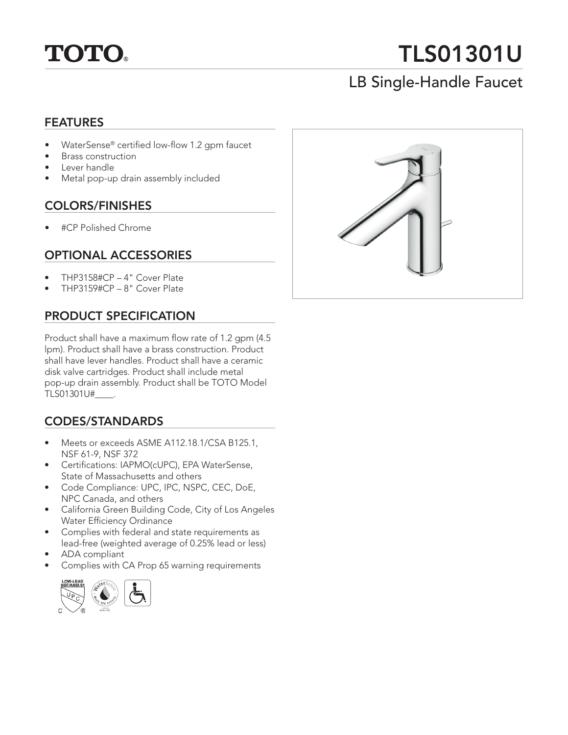# TOTO®

# TLS01301U

## LB Single-Handle Faucet

### FEATURES

- WaterSense® certified low-flow 1.2 gpm faucet
- Brass construction
- Lever handle
- Metal pop-up drain assembly included

### COLORS/FINISHES

- #CP Polished Chrome

### OPTIONAL ACCESSORIES

- THP3158#CP – 4" Cover Plate
- THP3159#CP – 8" Cover Plate

### PRODUCT SPECIFICATION

Product shall have a maximum flow rate of 1.2 gpm (4.5 lpm). Product shall have a brass construction. Product shall have lever handles. Product shall have a ceramic disk valve cartridges. Product shall include metal pop-up drain assembly. Product shall be TOTO Model TLS01301U#____.

### CODES/STANDARDS

- Meets or exceeds ASME A112.18.1/CSA B125.1, NSF 61-9, NSF 372
- Certifications: IAPMO(cUPC), EPA WaterSense, State of Massachusetts and others
- Code Compliance: UPC, IPC, NSPC, CEC, DoE, NPC Canada, and others
- California Green Building Code, City of Los Angeles Water Efficiency Ordinance
- Complies with federal and state requirements as lead-free (weighted average of 0.25% lead or less)
- ADA compliant
- Complies with CA Prop 65 warning requirements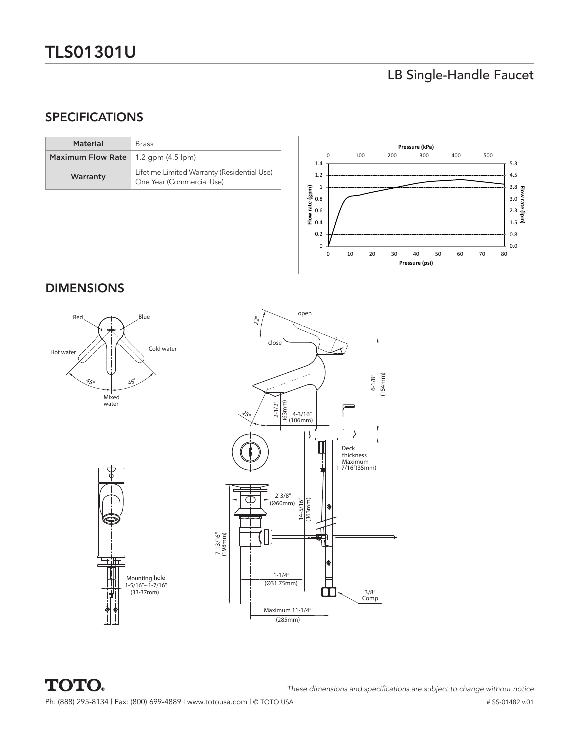# TLS01301U

## LB Single-Handle Faucet

## SPECIFICATIONS

| | |
|---|---|
| Material | Brass |
| Maximum Flow Rate | 1.2 gpm (4.5 lpm) |
| Warranty | Lifetime Limited Warranty (Residential Use)<br>One Year (Commercial Use) |

Pressure (kPa)

0 100 200 300 400 500

Flow rate (gpm)

1.4 1.2 1 0.8 0.6 0.4 0.2 0

Flow rate (lpm)

5.3 4.5 3.8 3.0 2.3 1.5 0.8 0.0

0 10 20 30 40 50 60 70 80

Pressure (psi)

## DIMENSIONS

Red

Blue

Hot water

Cold water

45°

45°

Mixed water

open

22°

close

6-1/8" (154mm)

2-1/2" (63mm)

25°

4-3/16" (106mm)

Deck thickness Maximum 1-7/16"(35mm)

2-3/8" (Ø60mm)

14-5/16" (363mm)

7-13/16" (198mm)

1-1/4" (Ø31.75mm)

3/8" Comp

Maximum 11-1/4" (285mm)

Mounting hole 1-5/16"~1-7/16" (33-37mm)

*These dimensions and specifications are subject to change without notice*

TOTO®

Ph: (888) 295-8134 | Fax: (800) 699-4889 | www.totousa.com | © TOTO USA

# SS-01482 v.01